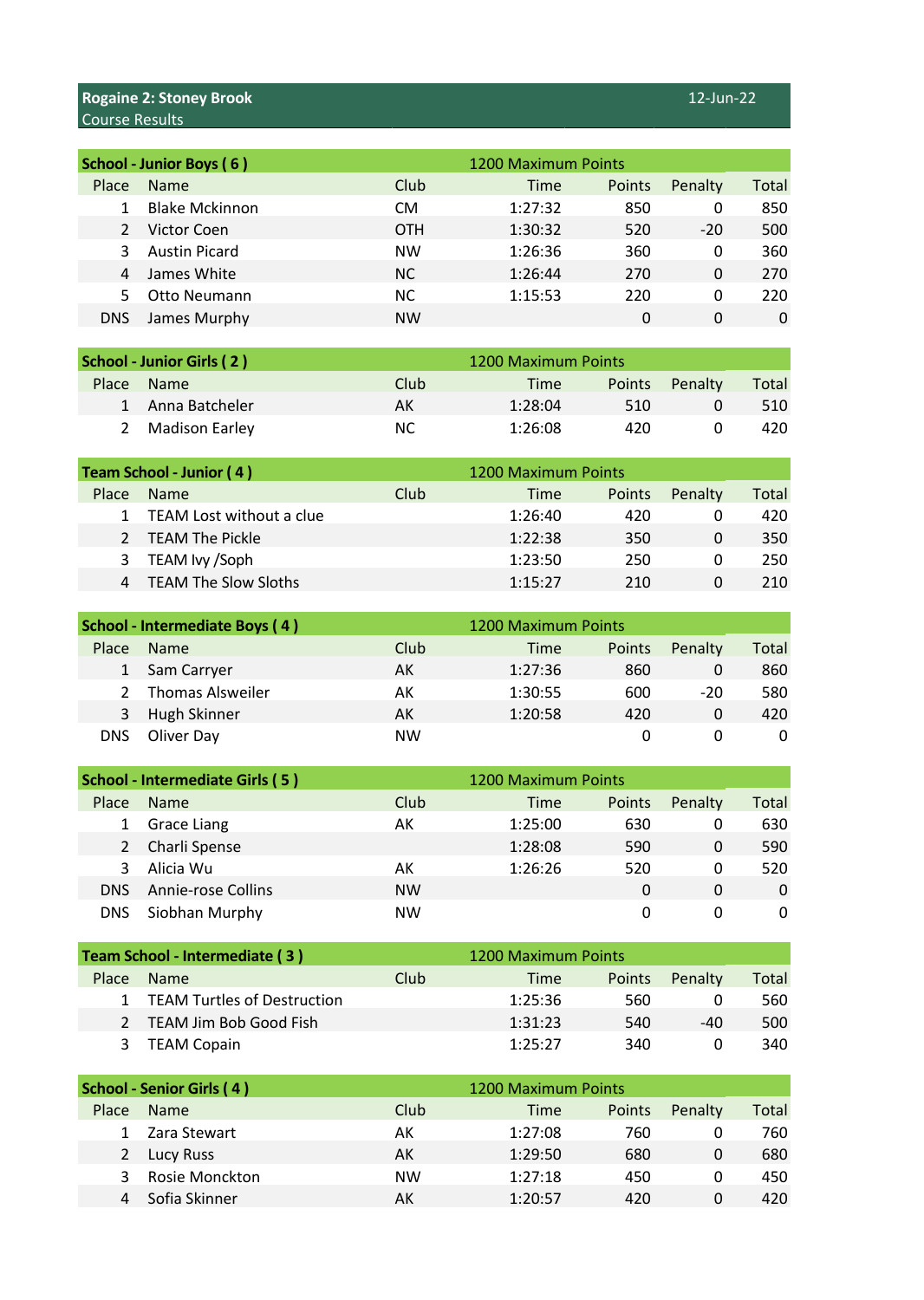## Rogaine 2: Stoney Brook

Course Results

12-Jun-22

### School - Junior Boys ( 6 )

1200 Maximum Points

| Place | Name | Club | Time | Points | Penalty | Total |
|---|---|---|---|---|---|---|
| 1 | Blake Mckinnon | CM | 1:27:32 | 850 | 0 | 850 |
| 2 | Victor Coen | OTH | 1:30:32 | 520 | -20 | 500 |
| 3 | Austin Picard | NW | 1:26:36 | 360 | 0 | 360 |
| 4 | James White | NC | 1:26:44 | 270 | 0 | 270 |
| 5 | Otto Neumann | NC | 1:15:53 | 220 | 0 | 220 |
| DNS | James Murphy | NW | | 0 | 0 | 0 |

### School - Junior Girls ( 2 )

1200 Maximum Points

| Place | Name | Club | Time | Points | Penalty | Total |
|---|---|---|---|---|---|---|
| 1 | Anna Batcheler | AK | 1:28:04 | 510 | 0 | 510 |
| 2 | Madison Earley | NC | 1:26:08 | 420 | 0 | 420 |

### Team School - Junior ( 4 )

1200 Maximum Points

| Place | Name | Club | Time | Points | Penalty | Total |
|---|---|---|---|---|---|---|
| 1 | TEAM Lost without a clue | | 1:26:40 | 420 | 0 | 420 |
| 2 | TEAM The Pickle | | 1:22:38 | 350 | 0 | 350 |
| 3 | TEAM Ivy /Soph | | 1:23:50 | 250 | 0 | 250 |
| 4 | TEAM The Slow Sloths | | 1:15:27 | 210 | 0 | 210 |

### School - Intermediate Boys ( 4 )

1200 Maximum Points

| Place | Name | Club | Time | Points | Penalty | Total |
|---|---|---|---|---|---|---|
| 1 | Sam Carryer | AK | 1:27:36 | 860 | 0 | 860 |
| 2 | Thomas Alsweiler | AK | 1:30:55 | 600 | -20 | 580 |
| 3 | Hugh Skinner | AK | 1:20:58 | 420 | 0 | 420 |
| DNS | Oliver Day | NW | | 0 | 0 | 0 |

### School - Intermediate Girls ( 5 )

1200 Maximum Points

| Place | Name | Club | Time | Points | Penalty | Total |
|---|---|---|---|---|---|---|
| 1 | Grace Liang | AK | 1:25:00 | 630 | 0 | 630 |
| 2 | Charli Spense | | 1:28:08 | 590 | 0 | 590 |
| 3 | Alicia Wu | AK | 1:26:26 | 520 | 0 | 520 |
| DNS | Annie-rose Collins | NW | | 0 | 0 | 0 |
| DNS | Siobhan Murphy | NW | | 0 | 0 | 0 |

### Team School - Intermediate ( 3 )

1200 Maximum Points

| Place | Name | Club | Time | Points | Penalty | Total |
|---|---|---|---|---|---|---|
| 1 | TEAM Turtles of Destruction | | 1:25:36 | 560 | 0 | 560 |
| 2 | TEAM Jim Bob Good Fish | | 1:31:23 | 540 | -40 | 500 |
| 3 | TEAM Copain | | 1:25:27 | 340 | 0 | 340 |

### School - Senior Girls ( 4 )

1200 Maximum Points

| Place | Name | Club | Time | Points | Penalty | Total |
|---|---|---|---|---|---|---|
| 1 | Zara Stewart | AK | 1:27:08 | 760 | 0 | 760 |
| 2 | Lucy Russ | AK | 1:29:50 | 680 | 0 | 680 |
| 3 | Rosie Monckton | NW | 1:27:18 | 450 | 0 | 450 |
| 4 | Sofia Skinner | AK | 1:20:57 | 420 | 0 | 420 |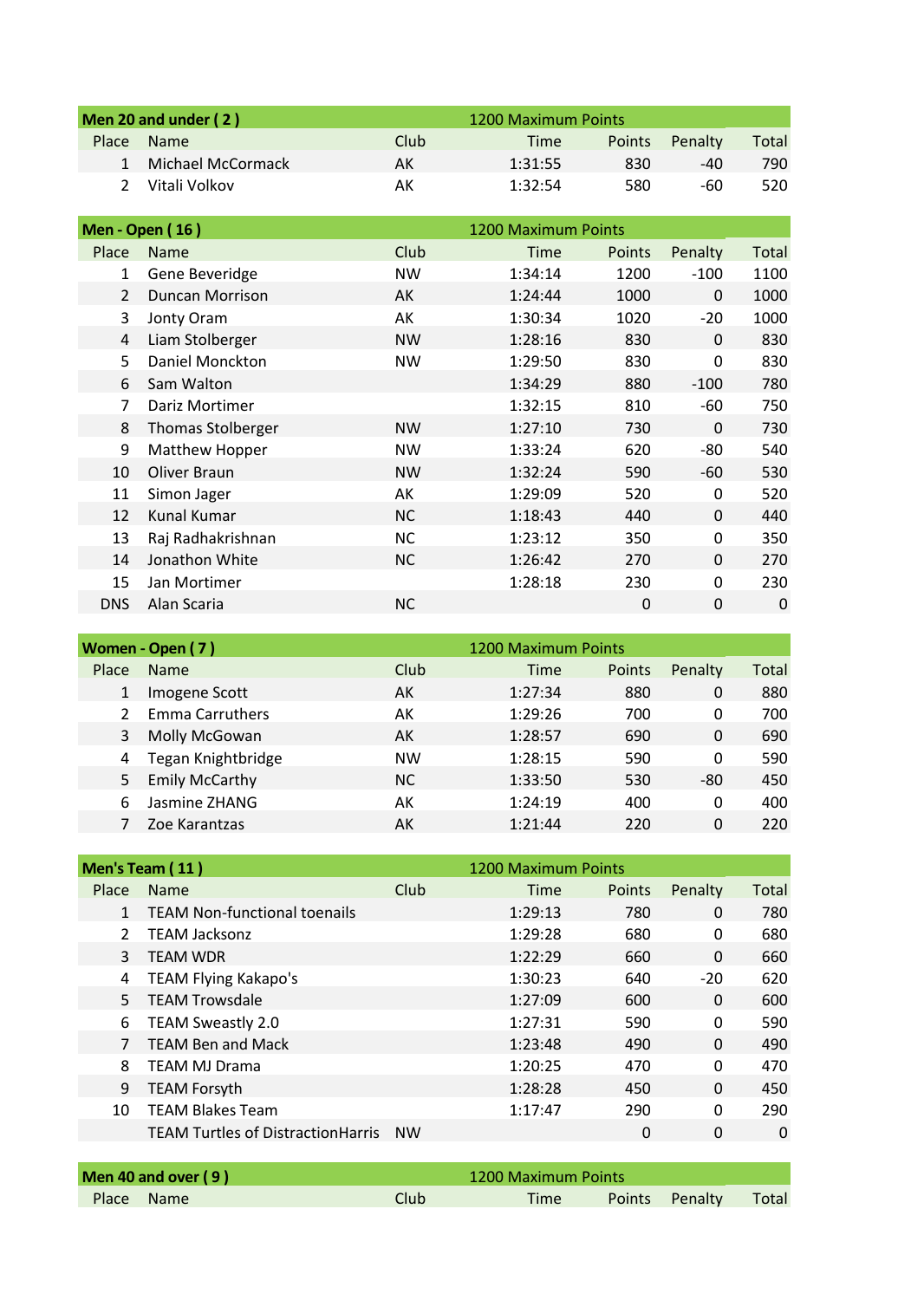## Men 20 and under ( 2 )

1200 Maximum Points

| Place | Name | Club | Time | Points | Penalty | Total |
|---|---|---|---|---|---|---|
| 1 | Michael McCormack | AK | 1:31:55 | 830 | -40 | 790 |
| 2 | Vitali Volkov | AK | 1:32:54 | 580 | -60 | 520 |

## Men - Open ( 16 )

1200 Maximum Points

| Place | Name | Club | Time | Points | Penalty | Total |
|---|---|---|---|---|---|---|
| 1 | Gene Beveridge | NW | 1:34:14 | 1200 | -100 | 1100 |
| 2 | Duncan Morrison | AK | 1:24:44 | 1000 | 0 | 1000 |
| 3 | Jonty Oram | AK | 1:30:34 | 1020 | -20 | 1000 |
| 4 | Liam Stolberger | NW | 1:28:16 | 830 | 0 | 830 |
| 5 | Daniel Monckton | NW | 1:29:50 | 830 | 0 | 830 |
| 6 | Sam Walton | | 1:34:29 | 880 | -100 | 780 |
| 7 | Dariz Mortimer | | 1:32:15 | 810 | -60 | 750 |
| 8 | Thomas Stolberger | NW | 1:27:10 | 730 | 0 | 730 |
| 9 | Matthew Hopper | NW | 1:33:24 | 620 | -80 | 540 |
| 10 | Oliver Braun | NW | 1:32:24 | 590 | -60 | 530 |
| 11 | Simon Jager | AK | 1:29:09 | 520 | 0 | 520 |
| 12 | Kunal Kumar | NC | 1:18:43 | 440 | 0 | 440 |
| 13 | Raj Radhakrishnan | NC | 1:23:12 | 350 | 0 | 350 |
| 14 | Jonathon White | NC | 1:26:42 | 270 | 0 | 270 |
| 15 | Jan Mortimer | | 1:28:18 | 230 | 0 | 230 |
| DNS | Alan Scaria | NC | | 0 | 0 | 0 |

## Women - Open ( 7 )

1200 Maximum Points

| Place | Name | Club | Time | Points | Penalty | Total |
|---|---|---|---|---|---|---|
| 1 | Imogene Scott | AK | 1:27:34 | 880 | 0 | 880 |
| 2 | Emma Carruthers | AK | 1:29:26 | 700 | 0 | 700 |
| 3 | Molly McGowan | AK | 1:28:57 | 690 | 0 | 690 |
| 4 | Tegan Knightbridge | NW | 1:28:15 | 590 | 0 | 590 |
| 5 | Emily McCarthy | NC | 1:33:50 | 530 | -80 | 450 |
| 6 | Jasmine ZHANG | AK | 1:24:19 | 400 | 0 | 400 |
| 7 | Zoe Karantzas | AK | 1:21:44 | 220 | 0 | 220 |

## Men's Team ( 11 )

1200 Maximum Points

| Place | Name | Club | Time | Points | Penalty | Total |
|---|---|---|---|---|---|---|
| 1 | TEAM Non-functional toenails | | 1:29:13 | 780 | 0 | 780 |
| 2 | TEAM Jacksonz | | 1:29:28 | 680 | 0 | 680 |
| 3 | TEAM WDR | | 1:22:29 | 660 | 0 | 660 |
| 4 | TEAM Flying Kakapo's | | 1:30:23 | 640 | -20 | 620 |
| 5 | TEAM Trowsdale | | 1:27:09 | 600 | 0 | 600 |
| 6 | TEAM Sweastly 2.0 | | 1:27:31 | 590 | 0 | 590 |
| 7 | TEAM Ben and Mack | | 1:23:48 | 490 | 0 | 490 |
| 8 | TEAM MJ Drama | | 1:20:25 | 470 | 0 | 470 |
| 9 | TEAM Forsyth | | 1:28:28 | 450 | 0 | 450 |
| 10 | TEAM Blakes Team | | 1:17:47 | 290 | 0 | 290 |
| | TEAM Turtles of DistractionHarris | NW | | 0 | 0 | 0 |

## Men 40 and over ( 9 )

1200 Maximum Points

| Place | Name | Club | Time | Points | Penalty | Total |
|---|---|---|---|---|---|---|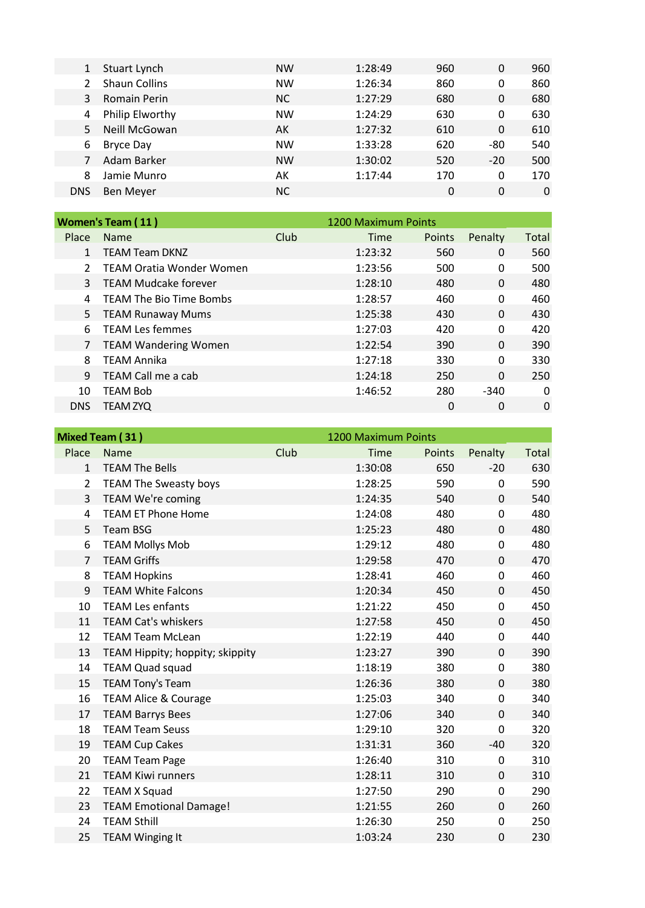| Place | Name | Club | Time | Points | Penalty | Total |
|---|---|---|---|---|---|---|
| 1 | Stuart Lynch | NW | 1:28:49 | 960 | 0 | 960 |
| 2 | Shaun Collins | NW | 1:26:34 | 860 | 0 | 860 |
| 3 | Romain Perin | NC | 1:27:29 | 680 | 0 | 680 |
| 4 | Philip Elworthy | NW | 1:24:29 | 630 | 0 | 630 |
| 5 | Neill McGowan | AK | 1:27:32 | 610 | 0 | 610 |
| 6 | Bryce Day | NW | 1:33:28 | 620 | -80 | 540 |
| 7 | Adam Barker | NW | 1:30:02 | 520 | -20 | 500 |
| 8 | Jamie Munro | AK | 1:17:44 | 170 | 0 | 170 |
| DNS | Ben Meyer | NC | | 0 | 0 | 0 |

**Women's Team ( 11 )** — 1200 Maximum Points

| Place | Name | Club | Time | Points | Penalty | Total |
|---|---|---|---|---|---|---|
| 1 | TEAM Team DKNZ | | 1:23:32 | 560 | 0 | 560 |
| 2 | TEAM Oratia Wonder Women | | 1:23:56 | 500 | 0 | 500 |
| 3 | TEAM Mudcake forever | | 1:28:10 | 480 | 0 | 480 |
| 4 | TEAM The Bio Time Bombs | | 1:28:57 | 460 | 0 | 460 |
| 5 | TEAM Runaway Mums | | 1:25:38 | 430 | 0 | 430 |
| 6 | TEAM Les femmes | | 1:27:03 | 420 | 0 | 420 |
| 7 | TEAM Wandering Women | | 1:22:54 | 390 | 0 | 390 |
| 8 | TEAM Annika | | 1:27:18 | 330 | 0 | 330 |
| 9 | TEAM Call me a cab | | 1:24:18 | 250 | 0 | 250 |
| 10 | TEAM Bob | | 1:46:52 | 280 | -340 | 0 |
| DNS | TEAM ZYQ | | | 0 | 0 | 0 |

**Mixed Team ( 31 )** — 1200 Maximum Points

| Place | Name | Club | Time | Points | Penalty | Total |
|---|---|---|---|---|---|---|
| 1 | TEAM The Bells | | 1:30:08 | 650 | -20 | 630 |
| 2 | TEAM The Sweasty boys | | 1:28:25 | 590 | 0 | 590 |
| 3 | TEAM We're coming | | 1:24:35 | 540 | 0 | 540 |
| 4 | TEAM ET Phone Home | | 1:24:08 | 480 | 0 | 480 |
| 5 | Team BSG | | 1:25:23 | 480 | 0 | 480 |
| 6 | TEAM Mollys Mob | | 1:29:12 | 480 | 0 | 480 |
| 7 | TEAM Griffs | | 1:29:58 | 470 | 0 | 470 |
| 8 | TEAM Hopkins | | 1:28:41 | 460 | 0 | 460 |
| 9 | TEAM White Falcons | | 1:20:34 | 450 | 0 | 450 |
| 10 | TEAM Les enfants | | 1:21:22 | 450 | 0 | 450 |
| 11 | TEAM Cat's whiskers | | 1:27:58 | 450 | 0 | 450 |
| 12 | TEAM Team McLean | | 1:22:19 | 440 | 0 | 440 |
| 13 | TEAM Hippity; hoppity; skippity | | 1:23:27 | 390 | 0 | 390 |
| 14 | TEAM Quad squad | | 1:18:19 | 380 | 0 | 380 |
| 15 | TEAM Tony's Team | | 1:26:36 | 380 | 0 | 380 |
| 16 | TEAM Alice & Courage | | 1:25:03 | 340 | 0 | 340 |
| 17 | TEAM Barrys Bees | | 1:27:06 | 340 | 0 | 340 |
| 18 | TEAM Team Seuss | | 1:29:10 | 320 | 0 | 320 |
| 19 | TEAM Cup Cakes | | 1:31:31 | 360 | -40 | 320 |
| 20 | TEAM Team Page | | 1:26:40 | 310 | 0 | 310 |
| 21 | TEAM Kiwi runners | | 1:28:11 | 310 | 0 | 310 |
| 22 | TEAM X Squad | | 1:27:50 | 290 | 0 | 290 |
| 23 | TEAM Emotional Damage! | | 1:21:55 | 260 | 0 | 260 |
| 24 | TEAM Sthill | | 1:26:30 | 250 | 0 | 250 |
| 25 | TEAM Winging It | | 1:03:24 | 230 | 0 | 230 |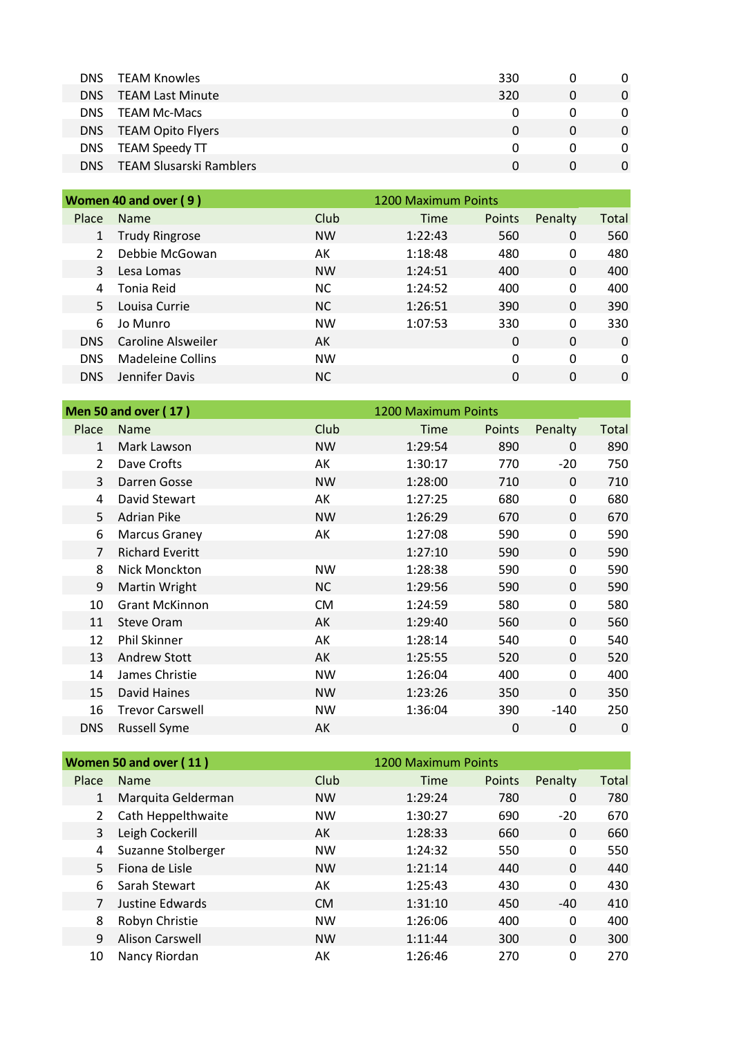| | | | | | | |
|---|---|---|---|---|---|---|
| DNS | TEAM Knowles | | | 330 | 0 | 0 |
| DNS | TEAM Last Minute | | | 320 | 0 | 0 |
| DNS | TEAM Mc-Macs | | | 0 | 0 | 0 |
| DNS | TEAM Opito Flyers | | | 0 | 0 | 0 |
| DNS | TEAM Speedy TT | | | 0 | 0 | 0 |
| DNS | TEAM Slusarski Ramblers | | | 0 | 0 | 0 |

**Women 40 and over ( 9 )** — 1200 Maximum Points

| Place | Name | Club | Time | Points | Penalty | Total |
|---|---|---|---|---|---|---|
| 1 | Trudy Ringrose | NW | 1:22:43 | 560 | 0 | 560 |
| 2 | Debbie McGowan | AK | 1:18:48 | 480 | 0 | 480 |
| 3 | Lesa Lomas | NW | 1:24:51 | 400 | 0 | 400 |
| 4 | Tonia Reid | NC | 1:24:52 | 400 | 0 | 400 |
| 5 | Louisa Currie | NC | 1:26:51 | 390 | 0 | 390 |
| 6 | Jo Munro | NW | 1:07:53 | 330 | 0 | 330 |
| DNS | Caroline Alsweiler | AK | | 0 | 0 | 0 |
| DNS | Madeleine Collins | NW | | 0 | 0 | 0 |
| DNS | Jennifer Davis | NC | | 0 | 0 | 0 |

**Men 50 and over ( 17 )** — 1200 Maximum Points

| Place | Name | Club | Time | Points | Penalty | Total |
|---|---|---|---|---|---|---|
| 1 | Mark Lawson | NW | 1:29:54 | 890 | 0 | 890 |
| 2 | Dave Crofts | AK | 1:30:17 | 770 | -20 | 750 |
| 3 | Darren Gosse | NW | 1:28:00 | 710 | 0 | 710 |
| 4 | David Stewart | AK | 1:27:25 | 680 | 0 | 680 |
| 5 | Adrian Pike | NW | 1:26:29 | 670 | 0 | 670 |
| 6 | Marcus Graney | AK | 1:27:08 | 590 | 0 | 590 |
| 7 | Richard Everitt | | 1:27:10 | 590 | 0 | 590 |
| 8 | Nick Monckton | NW | 1:28:38 | 590 | 0 | 590 |
| 9 | Martin Wright | NC | 1:29:56 | 590 | 0 | 590 |
| 10 | Grant McKinnon | CM | 1:24:59 | 580 | 0 | 580 |
| 11 | Steve Oram | AK | 1:29:40 | 560 | 0 | 560 |
| 12 | Phil Skinner | AK | 1:28:14 | 540 | 0 | 540 |
| 13 | Andrew Stott | AK | 1:25:55 | 520 | 0 | 520 |
| 14 | James Christie | NW | 1:26:04 | 400 | 0 | 400 |
| 15 | David Haines | NW | 1:23:26 | 350 | 0 | 350 |
| 16 | Trevor Carswell | NW | 1:36:04 | 390 | -140 | 250 |
| DNS | Russell Syme | AK | | 0 | 0 | 0 |

**Women 50 and over ( 11 )** — 1200 Maximum Points

| Place | Name | Club | Time | Points | Penalty | Total |
|---|---|---|---|---|---|---|
| 1 | Marquita Gelderman | NW | 1:29:24 | 780 | 0 | 780 |
| 2 | Cath Heppelthwaite | NW | 1:30:27 | 690 | -20 | 670 |
| 3 | Leigh Cockerill | AK | 1:28:33 | 660 | 0 | 660 |
| 4 | Suzanne Stolberger | NW | 1:24:32 | 550 | 0 | 550 |
| 5 | Fiona de Lisle | NW | 1:21:14 | 440 | 0 | 440 |
| 6 | Sarah Stewart | AK | 1:25:43 | 430 | 0 | 430 |
| 7 | Justine Edwards | CM | 1:31:10 | 450 | -40 | 410 |
| 8 | Robyn Christie | NW | 1:26:06 | 400 | 0 | 400 |
| 9 | Alison Carswell | NW | 1:11:44 | 300 | 0 | 300 |
| 10 | Nancy Riordan | AK | 1:26:46 | 270 | 0 | 270 |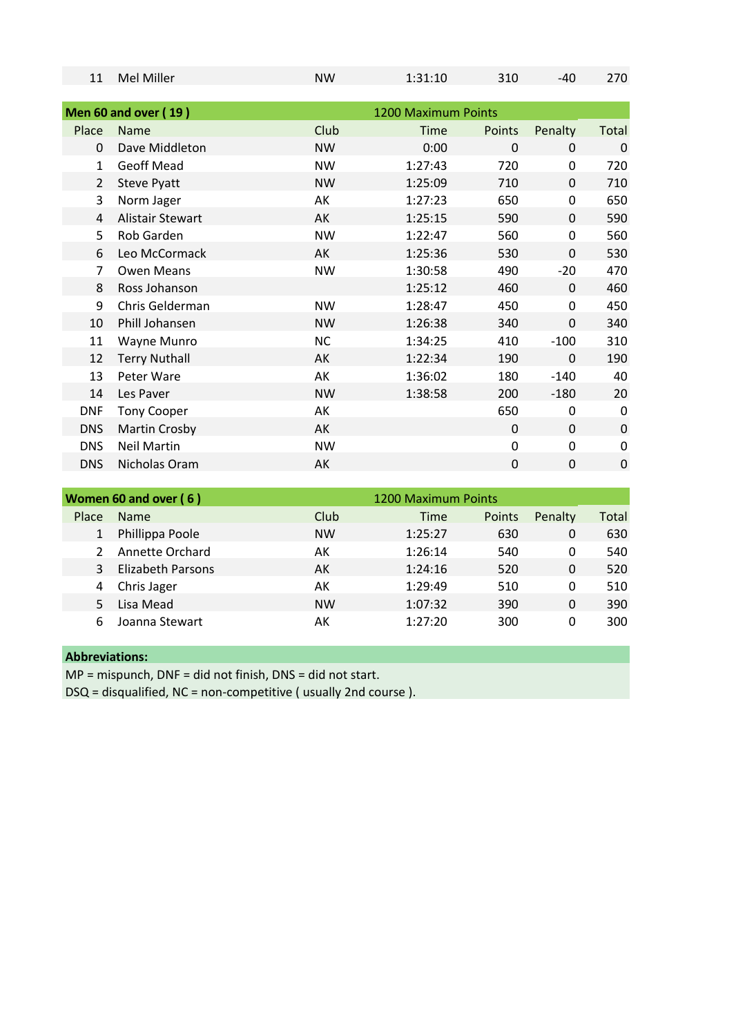| | | | | | | |
|---|---|---|---|---|---|---|
| 11 | Mel Miller | NW | 1:31:10 | 310 | -40 | 270 |

**Men 60 and over ( 19 )** — 1200 Maximum Points

| Place | Name | Club | Time | Points | Penalty | Total |
|---|---|---|---|---|---|---|
| 0 | Dave Middleton | NW | 0:00 | 0 | 0 | 0 |
| 1 | Geoff Mead | NW | 1:27:43 | 720 | 0 | 720 |
| 2 | Steve Pyatt | NW | 1:25:09 | 710 | 0 | 710 |
| 3 | Norm Jager | AK | 1:27:23 | 650 | 0 | 650 |
| 4 | Alistair Stewart | AK | 1:25:15 | 590 | 0 | 590 |
| 5 | Rob Garden | NW | 1:22:47 | 560 | 0 | 560 |
| 6 | Leo McCormack | AK | 1:25:36 | 530 | 0 | 530 |
| 7 | Owen Means | NW | 1:30:58 | 490 | -20 | 470 |
| 8 | Ross Johanson | | 1:25:12 | 460 | 0 | 460 |
| 9 | Chris Gelderman | NW | 1:28:47 | 450 | 0 | 450 |
| 10 | Phill Johansen | NW | 1:26:38 | 340 | 0 | 340 |
| 11 | Wayne Munro | NC | 1:34:25 | 410 | -100 | 310 |
| 12 | Terry Nuthall | AK | 1:22:34 | 190 | 0 | 190 |
| 13 | Peter Ware | AK | 1:36:02 | 180 | -140 | 40 |
| 14 | Les Paver | NW | 1:38:58 | 200 | -180 | 20 |
| DNF | Tony Cooper | AK | | 650 | 0 | 0 |
| DNS | Martin Crosby | AK | | 0 | 0 | 0 |
| DNS | Neil Martin | NW | | 0 | 0 | 0 |
| DNS | Nicholas Oram | AK | | 0 | 0 | 0 |

**Women 60 and over ( 6 )** — 1200 Maximum Points

| Place | Name | Club | Time | Points | Penalty | Total |
|---|---|---|---|---|---|---|
| 1 | Phillippa Poole | NW | 1:25:27 | 630 | 0 | 630 |
| 2 | Annette Orchard | AK | 1:26:14 | 540 | 0 | 540 |
| 3 | Elizabeth Parsons | AK | 1:24:16 | 520 | 0 | 520 |
| 4 | Chris Jager | AK | 1:29:49 | 510 | 0 | 510 |
| 5 | Lisa Mead | NW | 1:07:32 | 390 | 0 | 390 |
| 6 | Joanna Stewart | AK | 1:27:20 | 300 | 0 | 300 |

**Abbreviations:**

MP = mispunch, DNF = did not finish, DNS = did not start.
DSQ = disqualified, NC = non-competitive ( usually 2nd course ).